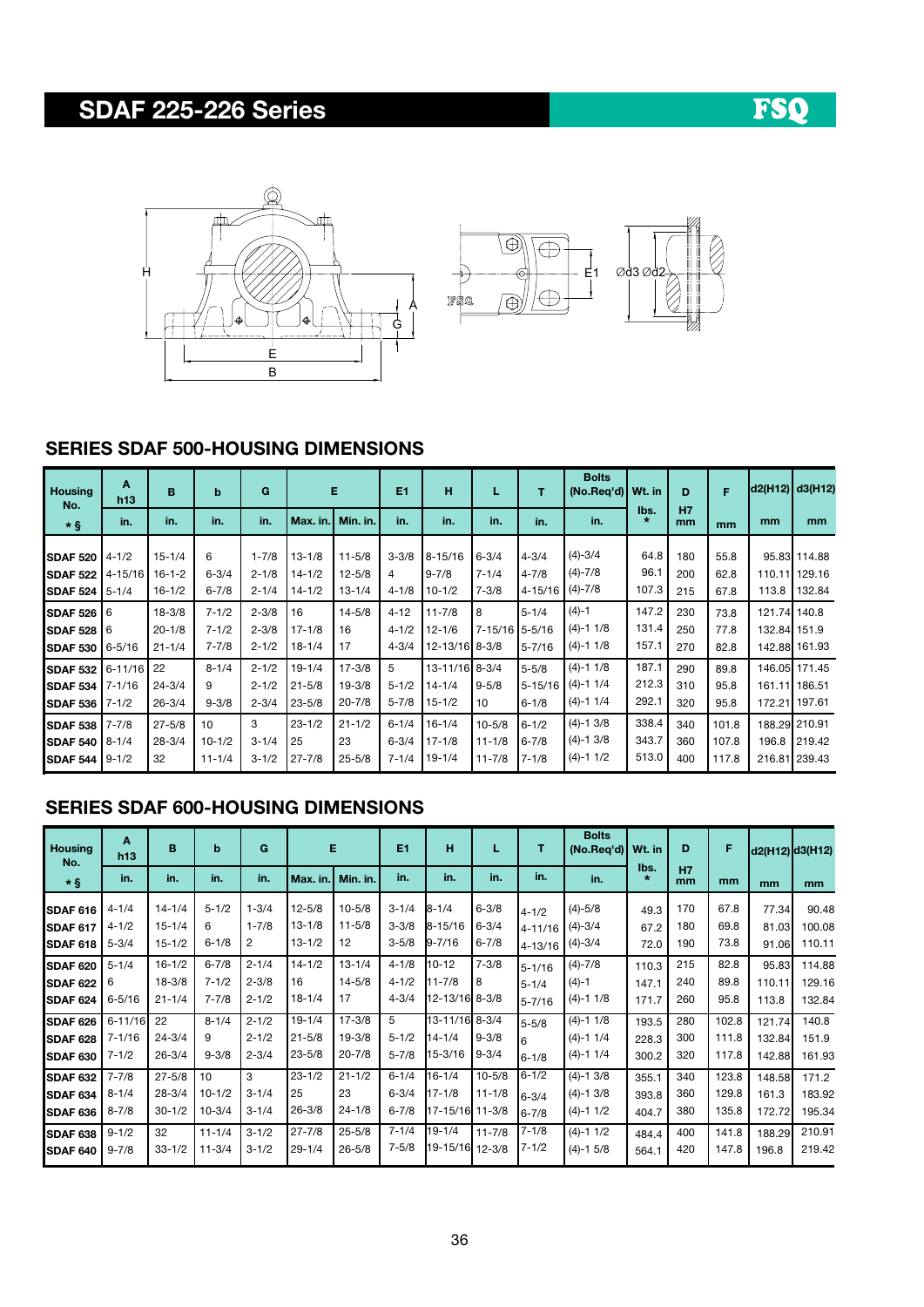# SDAF 225-226 Series

FSQ

## SERIES SDAF 500-HOUSING DIMENSIONS

| Housing No. | A h13 | B | b | G | E | | E1 | H | L | T | Bolts (No.Req'd) | Wt. in lbs. | D H7 | F | d2(H12) | d3(H12) |
|---|---|---|---|---|---|---|---|---|---|---|---|---|---|---|---|---|
| * § | in. | in. | in. | in. | Max. in. | Min. in. | in. | in. | in. | in. | in. | * | mm | mm | mm | mm |
| SDAF 520 | 4-1/2 | 15-1/4 | 6 | 1-7/8 | 13-1/8 | 11-5/8 | 3-3/8 | 8-15/16 | 6-3/4 | 4-3/4 | (4)-3/4 | 64.8 | 180 | 55.8 | 95.83 | 114.88 |
| SDAF 522 | 4-15/16 | 16-1-2 | 6-3/4 | 2-1/8 | 14-1/2 | 12-5/8 | 4 | 9-7/8 | 7-1/4 | 4-7/8 | (4)-7/8 | 96.1 | 200 | 62.8 | 110.11 | 129.16 |
| SDAF 524 | 5-1/4 | 16-1/2 | 6-7/8 | 2-1/4 | 14-1/2 | 13-1/4 | 4-1/8 | 10-1/2 | 7-3/8 | 4-15/16 | (4)-7/8 | 107.3 | 215 | 67.8 | 113.8 | 132.84 |
| SDAF 526 | 6 | 18-3/8 | 7-1/2 | 2-3/8 | 16 | 14-5/8 | 4-12 | 11-7/8 | 8 | 5-1/4 | (4)-1 | 147.2 | 230 | 73.8 | 121.74 | 140.8 |
| SDAF 528 | 6 | 20-1/8 | 7-1/2 | 2-3/8 | 17-1/8 | 16 | 4-1/2 | 12-1/6 | 7-15/16 | 5-5/16 | (4)-1 1/8 | 131.4 | 250 | 77.8 | 132.84 | 151.9 |
| SDAF 530 | 6-5/16 | 21-1/4 | 7-7/8 | 2-1/2 | 18-1/4 | 17 | 4-3/4 | 12-13/16 | 8-3/8 | 5-7/16 | (4)-1 1/8 | 157.1 | 270 | 82.8 | 142.88 | 161.93 |
| SDAF 532 | 6-11/16 | 22 | 8-1/4 | 2-1/2 | 19-1/4 | 17-3/8 | 5 | 13-11/16 | 8-3/4 | 5-5/8 | (4)-1 1/8 | 187.1 | 290 | 89.8 | 146.05 | 171.45 |
| SDAF 534 | 7-1/16 | 24-3/4 | 9 | 2-1/2 | 21-5/8 | 19-3/8 | 5-1/2 | 14-1/4 | 9-5/8 | 5-15/16 | (4)-1 1/4 | 212.3 | 310 | 95.8 | 161.11 | 186.51 |
| SDAF 536 | 7-1/2 | 26-3/4 | 9-3/8 | 2-3/4 | 23-5/8 | 20-7/8 | 5-7/8 | 15-1/2 | 10 | 6-1/8 | (4)-1 1/4 | 292.1 | 320 | 95.8 | 172.21 | 197.61 |
| SDAF 538 | 7-7/8 | 27-5/8 | 10 | 3 | 23-1/2 | 21-1/2 | 6-1/4 | 16-1/4 | 10-5/8 | 6-1/2 | (4)-1 3/8 | 338.4 | 340 | 101.8 | 188.29 | 210.91 |
| SDAF 540 | 8-1/4 | 28-3/4 | 10-1/2 | 3-1/4 | 25 | 23 | 6-3/4 | 17-1/8 | 11-1/8 | 6-7/8 | (4)-1 3/8 | 343.7 | 360 | 107.8 | 196.8 | 219.42 |
| SDAF 544 | 9-1/2 | 32 | 11-1/4 | 3-1/2 | 27-7/8 | 25-5/8 | 7-1/4 | 19-1/4 | 11-7/8 | 7-1/8 | (4)-1 1/2 | 513.0 | 400 | 117.8 | 216.81 | 239.43 |

## SERIES SDAF 600-HOUSING DIMENSIONS

| Housing No. | A h13 | B | b | G | E | | E1 | H | L | T | Bolts (No.Req'd) | Wt. in lbs. | D H7 | F | d2(H12) | d3(H12) |
|---|---|---|---|---|---|---|---|---|---|---|---|---|---|---|---|---|
| * § | in. | in. | in. | in. | Max. in. | Min. in. | in. | in. | in. | in. | in. | * | mm | mm | mm | mm |
| SDAF 616 | 4-1/4 | 14-1/4 | 5-1/2 | 1-3/4 | 12-5/8 | 10-5/8 | 3-1/4 | 8-1/4 | 6-3/8 | 4-1/2 | (4)-5/8 | 49.3 | 170 | 67.8 | 77.34 | 90.48 |
| SDAF 617 | 4-1/2 | 15-1/4 | 6 | 1-7/8 | 13-1/8 | 11-5/8 | 3-3/8 | 8-15/16 | 6-3/4 | 4-11/16 | (4)-3/4 | 67.2 | 180 | 69.8 | 81.03 | 100.08 |
| SDAF 618 | 5-3/4 | 15-1/2 | 6-1/8 | 2 | 13-1/2 | 12 | 3-5/8 | 9-7/16 | 6-7/8 | 4-13/16 | (4)-3/4 | 72.0 | 190 | 73.8 | 91.06 | 110.11 |
| SDAF 620 | 5-1/4 | 16-1/2 | 6-7/8 | 2-1/4 | 14-1/2 | 13-1/4 | 4-1/8 | 10-12 | 7-3/8 | 5-1/16 | (4)-7/8 | 110.3 | 215 | 82.8 | 95.83 | 114.88 |
| SDAF 622 | 6 | 18-3/8 | 7-1/2 | 2-3/8 | 16 | 14-5/8 | 4-1/2 | 11-7/8 | 8 | 5-1/4 | (4)-1 | 147.1 | 240 | 89.8 | 110.11 | 129.16 |
| SDAF 624 | 6-5/16 | 21-1/4 | 7-7/8 | 2-1/2 | 18-1/4 | 17 | 4-3/4 | 12-13/16 | 8-3/8 | 5-7/16 | (4)-1 1/8 | 171.7 | 260 | 95.8 | 113.8 | 132.84 |
| SDAF 626 | 6-11/16 | 22 | 8-1/4 | 2-1/2 | 19-1/4 | 17-3/8 | 5 | 13-11/16 | 8-3/4 | 5-5/8 | (4)-1 1/8 | 193.5 | 280 | 102.8 | 121.74 | 140.8 |
| SDAF 628 | 7-1/16 | 24-3/4 | 9 | 2-1/2 | 21-5/8 | 19-3/8 | 5-1/2 | 14-1/4 | 9-3/8 | 6 | (4)-1 1/4 | 228.3 | 300 | 111.8 | 132.84 | 151.9 |
| SDAF 630 | 7-1/2 | 26-3/4 | 9-3/8 | 2-3/4 | 23-5/8 | 20-7/8 | 5-7/8 | 15-3/16 | 9-3/4 | 6-1/8 | (4)-1 1/4 | 300.2 | 320 | 117.8 | 142.88 | 161.93 |
| SDAF 632 | 7-7/8 | 27-5/8 | 10 | 3 | 23-1/2 | 21-1/2 | 6-1/4 | 16-1/4 | 10-5/8 | 6-1/2 | (4)-1 3/8 | 355.1 | 340 | 123.8 | 148.58 | 171.2 |
| SDAF 634 | 8-1/4 | 28-3/4 | 10-1/2 | 3-1/4 | 25 | 23 | 6-3/4 | 17-1/8 | 11-1/8 | 6-3/4 | (4)-1 3/8 | 393.8 | 360 | 129.8 | 161.3 | 183.92 |
| SDAF 636 | 8-7/8 | 30-1/2 | 10-3/4 | 3-1/4 | 26-3/8 | 24-1/8 | 6-7/8 | 17-15/16 | 11-3/8 | 6-7/8 | (4)-1 1/2 | 404.7 | 380 | 135.8 | 172.72 | 195.34 |
| SDAF 638 | 9-1/2 | 32 | 11-1/4 | 3-1/2 | 27-7/8 | 25-5/8 | 7-1/4 | 19-1/4 | 11-7/8 | 7-1/8 | (4)-1 1/2 | 484.4 | 400 | 141.8 | 188.29 | 210.91 |
| SDAF 640 | 9-7/8 | 33-1/2 | 11-3/4 | 3-1/2 | 29-1/4 | 26-5/8 | 7-5/8 | 19-15/16 | 12-3/8 | 7-1/2 | (4)-1 5/8 | 564.1 | 420 | 147.8 | 196.8 | 219.42 |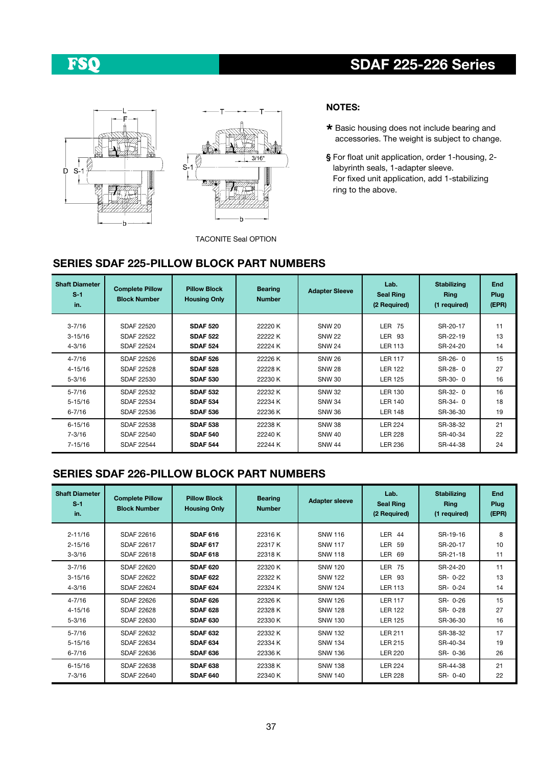# SDAF 225-226 Series

D S-1 L F b

T T S-1 3/16" b

TACONITE Seal OPTION

**NOTES:**

**\*** Basic housing does not include bearing and accessories. The weight is subject to change.

**§** For float unit application, order 1-housing, 2-labyrinth seals, 1-adapter sleeve.
For fixed unit application, add 1-stabilizing ring to the above.

## SERIES SDAF 225-PILLOW BLOCK PART NUMBERS

| Shaft Diameter S-1 in. | Complete Pillow Block Number | Pillow Block Housing Only | Bearing Number | Adapter Sleeve | Lab. Seal Ring (2 Required) | Stabilizing Ring (1 required) | End Plug (EPR) |
|---|---|---|---|---|---|---|---|
| 3-7/16 | SDAF 22520 | **SDAF 520** | 22220 K | SNW 20 | LER 75 | SR-20-17 | 11 |
| 3-15/16 | SDAF 22522 | **SDAF 522** | 22222 K | SNW 22 | LER 93 | SR-22-19 | 13 |
| 4-3/16 | SDAF 22524 | **SDAF 524** | 22224 K | SNW 24 | LER 113 | SR-24-20 | 14 |
| 4-7/16 | SDAF 22526 | **SDAF 526** | 22226 K | SNW 26 | LER 117 | SR-26- 0 | 15 |
| 4-15/16 | SDAF 22528 | **SDAF 528** | 22228 K | SNW 28 | LER 122 | SR-28- 0 | 27 |
| 5-3/16 | SDAF 22530 | **SDAF 530** | 22230 K | SNW 30 | LER 125 | SR-30- 0 | 16 |
| 5-7/16 | SDAF 22532 | **SDAF 532** | 22232 K | SNW 32 | LER 130 | SR-32- 0 | 16 |
| 5-15/16 | SDAF 22534 | **SDAF 534** | 22234 K | SNW 34 | LER 140 | SR-34- 0 | 18 |
| 6-7/16 | SDAF 22536 | **SDAF 536** | 22236 K | SNW 36 | LER 148 | SR-36-30 | 19 |
| 6-15/16 | SDAF 22538 | **SDAF 538** | 22238 K | SNW 38 | LER 224 | SR-38-32 | 21 |
| 7-3/16 | SDAF 22540 | **SDAF 540** | 22240 K | SNW 40 | LER 228 | SR-40-34 | 22 |
| 7-15/16 | SDAF 22544 | **SDAF 544** | 22244 K | SNW 44 | LER 236 | SR-44-38 | 24 |

## SERIES SDAF 226-PILLOW BLOCK PART NUMBERS

| Shaft Diameter S-1 in. | Complete Pillow Block Number | Pillow Block Housing Only | Bearing Number | Adapter sleeve | Lab. Seal Ring (2 Required) | Stabilizing Ring (1 required) | End Plug (EPR) |
|---|---|---|---|---|---|---|---|
| 2-11/16 | SDAF 22616 | **SDAF 616** | 22316 K | SNW 116 | LER 44 | SR-19-16 | 8 |
| 2-15/16 | SDAF 22617 | **SDAF 617** | 22317 K | SNW 117 | LER 59 | SR-20-17 | 10 |
| 3-3/16 | SDAF 22618 | **SDAF 618** | 22318 K | SNW 118 | LER 69 | SR-21-18 | 11 |
| 3-7/16 | SDAF 22620 | **SDAF 620** | 22320 K | SNW 120 | LER 75 | SR-24-20 | 11 |
| 3-15/16 | SDAF 22622 | **SDAF 622** | 22322 K | SNW 122 | LER 93 | SR- 0-22 | 13 |
| 4-3/16 | SDAF 22624 | **SDAF 624** | 22324 K | SNW 124 | LER 113 | SR- 0-24 | 14 |
| 4-7/16 | SDAF 22626 | **SDAF 626** | 22326 K | SNW 126 | LER 117 | SR- 0-26 | 15 |
| 4-15/16 | SDAF 22628 | **SDAF 628** | 22328 K | SNW 128 | LER 122 | SR- 0-28 | 27 |
| 5-3/16 | SDAF 22630 | **SDAF 630** | 22330 K | SNW 130 | LER 125 | SR-36-30 | 16 |
| 5-7/16 | SDAF 22632 | **SDAF 632** | 22332 K | SNW 132 | LER 211 | SR-38-32 | 17 |
| 5-15/16 | SDAF 22634 | **SDAF 634** | 22334 K | SNW 134 | LER 215 | SR-40-34 | 19 |
| 6-7/16 | SDAF 22636 | **SDAF 636** | 22336 K | SNW 136 | LER 220 | SR- 0-36 | 26 |
| 6-15/16 | SDAF 22638 | **SDAF 638** | 22338 K | SNW 138 | LER 224 | SR-44-38 | 21 |
| 7-3/16 | SDAF 22640 | **SDAF 640** | 22340 K | SNW 140 | LER 228 | SR- 0-40 | 22 |